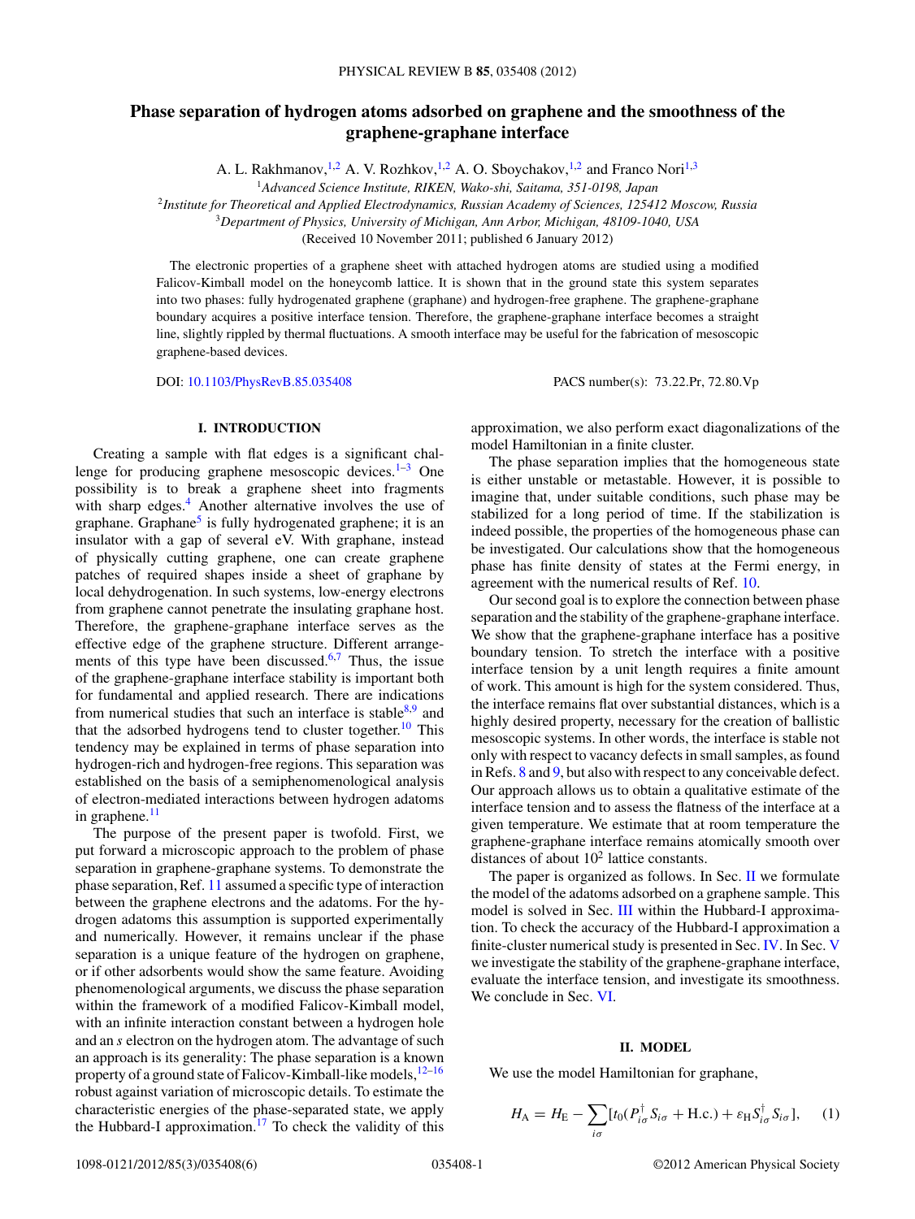# Phase separation of hydrogen atoms adsorbed on graphene and the smoothness of the graphene-graphane interface

A. L. Rakhmanov,[1,2] A. V. Rozhkov,[1,2] A. O. Sboychakov,[1,2] and Franco Nori[1,3]

[1]Advanced Science Institute, RIKEN, Wako-shi, Saitama, 351-0198, Japan
[2]Institute for Theoretical and Applied Electrodynamics, Russian Academy of Sciences, 125412 Moscow, Russia
[3]Department of Physics, University of Michigan, Ann Arbor, Michigan, 48109-1040, USA

(Received 10 November 2011; published 6 January 2012)

The electronic properties of a graphene sheet with attached hydrogen atoms are studied using a modified Falicov-Kimball model on the honeycomb lattice. It is shown that in the ground state this system separates into two phases: fully hydrogenated graphene (graphane) and hydrogen-free graphene. The graphene-graphane boundary acquires a positive interface tension. Therefore, the graphene-graphane interface becomes a straight line, slightly rippled by thermal fluctuations. A smooth interface may be useful for the fabrication of mesoscopic graphene-based devices.

DOI: 10.1103/PhysRevB.85.035408 PACS number(s): 73.22.Pr, 72.80.Vp

## I. INTRODUCTION

Creating a sample with flat edges is a significant challenge for producing graphene mesoscopic devices.[1–3] One possibility is to break a graphene sheet into fragments with sharp edges.[4] Another alternative involves the use of graphane. Graphane[5] is fully hydrogenated graphene; it is an insulator with a gap of several eV. With graphane, instead of physically cutting graphene, one can create graphene patches of required shapes inside a sheet of graphane by local dehydrogenation. In such systems, low-energy electrons from graphene cannot penetrate the insulating graphane host. Therefore, the graphene-graphane interface serves as the effective edge of the graphene structure. Different arrangements of this type have been discussed.[6,7] Thus, the issue of the graphene-graphane interface stability is important both for fundamental and applied research. There are indications from numerical studies that such an interface is stable[8,9] and that the adsorbed hydrogens tend to cluster together.[10] This tendency may be explained in terms of phase separation into hydrogen-rich and hydrogen-free regions. This separation was established on the basis of a semiphenomenological analysis of electron-mediated interactions between hydrogen adatoms in graphene.[11]

The purpose of the present paper is twofold. First, we put forward a microscopic approach to the problem of phase separation in graphene-graphane systems. To demonstrate the phase separation, Ref. 11 assumed a specific type of interaction between the graphene electrons and the adatoms. For the hydrogen adatoms this assumption is supported experimentally and numerically. However, it remains unclear if the phase separation is a unique feature of the hydrogen on graphene, or if other adsorbents would show the same feature. Avoiding phenomenological arguments, we discuss the phase separation within the framework of a modified Falicov-Kimball model, with an infinite interaction constant between a hydrogen hole and an $s$ electron on the hydrogen atom. The advantage of such an approach is its generality: The phase separation is a known property of a ground state of Falicov-Kimball-like models,[12–16] robust against variation of microscopic details. To estimate the characteristic energies of the phase-separated state, we apply the Hubbard-I approximation.[17] To check the validity of this approximation, we also perform exact diagonalizations of the model Hamiltonian in a finite cluster.

The phase separation implies that the homogeneous state is either unstable or metastable. However, it is possible to imagine that, under suitable conditions, such phase may be stabilized for a long period of time. If the stabilization is indeed possible, the properties of the homogeneous phase can be investigated. Our calculations show that the homogeneous phase has finite density of states at the Fermi energy, in agreement with the numerical results of Ref. 10.

Our second goal is to explore the connection between phase separation and the stability of the graphene-graphane interface. We show that the graphene-graphane interface has a positive boundary tension. To stretch the interface with a positive interface tension by a unit length requires a finite amount of work. This amount is high for the system considered. Thus, the interface remains flat over substantial distances, which is a highly desired property, necessary for the creation of ballistic mesoscopic systems. In other words, the interface is stable not only with respect to vacancy defects in small samples, as found in Refs. 8 and 9, but also with respect to any conceivable defect. Our approach allows us to obtain a qualitative estimate of the interface tension and to assess the flatness of the interface at a given temperature. We estimate that at room temperature the graphene-graphane interface remains atomically smooth over distances of about $10^2$ lattice constants.

The paper is organized as follows. In Sec. II we formulate the model of the adatoms adsorbed on a graphene sample. This model is solved in Sec. III within the Hubbard-I approximation. To check the accuracy of the Hubbard-I approximation a finite-cluster numerical study is presented in Sec. IV. In Sec. V we investigate the stability of the graphene-graphane interface, evaluate the interface tension, and investigate its smoothness. We conclude in Sec. VI.

## II. MODEL

We use the model Hamiltonian for graphane,

$$H_{\mathrm{A}} = H_{\mathrm{E}} - \sum_{i\sigma}[t_0(P^{\dagger}_{i\sigma}S_{i\sigma} + \mathrm{H.c.}) + \varepsilon_{\mathrm{H}}S^{\dagger}_{i\sigma}S_{i\sigma}], \quad (1)$$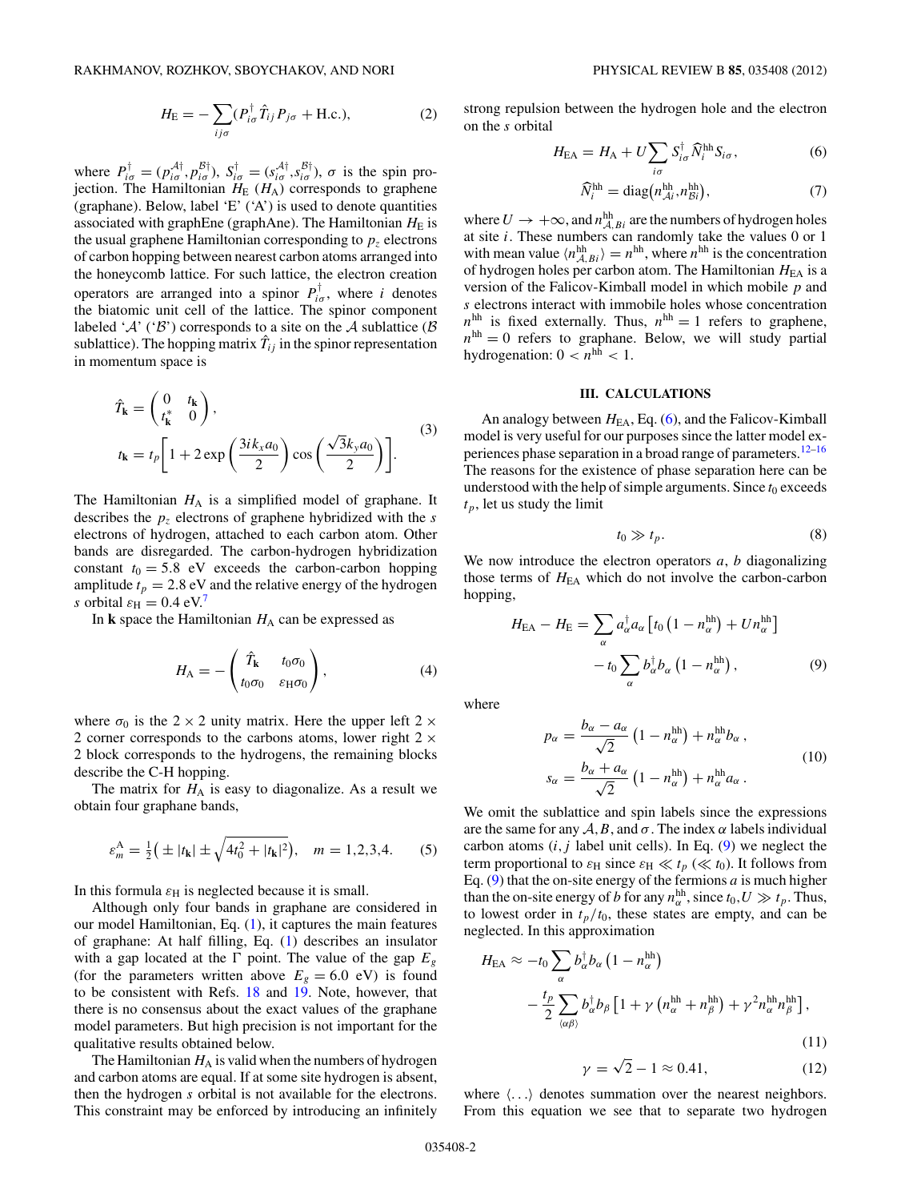$$H_{\rm E} = -\sum_{ij\sigma}(P^{\dagger}_{i\sigma}\hat{T}_{ij}P_{j\sigma} + {\rm H.c.}), \tag{2}$$

where $P^{\dagger}_{i\sigma} = (p^{\mathcal{A}\dagger}_{i\sigma}, p^{\mathcal{B}\dagger}_{i\sigma})$, $S^{\dagger}_{i\sigma} = (s^{\mathcal{A}\dagger}_{i\sigma}, s^{\mathcal{B}\dagger}_{i\sigma})$, $\sigma$ is the spin projection. The Hamiltonian $H_{\rm E}$ ($H_{\rm A}$) corresponds to graphene (graphane). Below, label 'E' ('A') is used to denote quantities associated with graphEne (graphAne). The Hamiltonian $H_{\rm E}$ is the usual graphene Hamiltonian corresponding to $p_z$ electrons of carbon hopping between nearest carbon atoms arranged into the honeycomb lattice. For such lattice, the electron creation operators are arranged into a spinor $P^{\dagger}_{i\sigma}$, where $i$ denotes the biatomic unit cell of the lattice. The spinor component labeled '$\mathcal{A}$' ('$\mathcal{B}$') corresponds to a site on the $\mathcal{A}$ sublattice ($\mathcal{B}$ sublattice). The hopping matrix $\hat{T}_{ij}$ in the spinor representation in momentum space is

$$\begin{aligned} \hat{T}_{\mathbf{k}} &= \begin{pmatrix} 0 & t_{\mathbf{k}} \\ t^{*}_{\mathbf{k}} & 0 \end{pmatrix}, \\ t_{\mathbf{k}} &= t_p\left[1 + 2\exp\left(\frac{3ik_xa_0}{2}\right)\cos\left(\frac{\sqrt{3}k_ya_0}{2}\right)\right]. \end{aligned} \tag{3}$$

The Hamiltonian $H_{\rm A}$ is a simplified model of graphane. It describes the $p_z$ electrons of graphene hybridized with the $s$ electrons of hydrogen, attached to each carbon atom. Other bands are disregarded. The carbon-hydrogen hybridization constant $t_0 = 5.8$ eV exceeds the carbon-carbon hopping amplitude $t_p = 2.8$ eV and the relative energy of the hydrogen $s$ orbital $\varepsilon_{\rm H} = 0.4$ eV.[7]

In $\mathbf{k}$ space the Hamiltonian $H_{\rm A}$ can be expressed as

$$H_{\rm A} = -\begin{pmatrix} \hat{T}_{\mathbf{k}} & t_0\sigma_0 \\ t_0\sigma_0 & \varepsilon_{\rm H}\sigma_0 \end{pmatrix}, \tag{4}$$

where $\sigma_0$ is the $2\times 2$ unity matrix. Here the upper left $2\times 2$ corner corresponds to the carbons atoms, lower right $2\times 2$ block corresponds to the hydrogens, the remaining blocks describe the C-H hopping.

The matrix for $H_{\rm A}$ is easy to diagonalize. As a result we obtain four graphane bands,

$$\varepsilon^{\rm A}_m = \tfrac{1}{2}\left(\pm|t_{\mathbf{k}}| \pm \sqrt{4t_0^2 + |t_{\mathbf{k}}|^2}\right), \quad m = 1,2,3,4. \tag{5}$$

In this formula $\varepsilon_{\rm H}$ is neglected because it is small.

Although only four bands in graphane are considered in our model Hamiltonian, Eq. (1), it captures the main features of graphane: At half filling, Eq. (1) describes an insulator with a gap located at the $\Gamma$ point. The value of the gap $E_g$ (for the parameters written above $E_g = 6.0$ eV) is found to be consistent with Refs. 18 and 19. Note, however, that there is no consensus about the exact values of the graphane model parameters. But high precision is not important for the qualitative results obtained below.

The Hamiltonian $H_{\rm A}$ is valid when the numbers of hydrogen and carbon atoms are equal. If at some site hydrogen is absent, then the hydrogen $s$ orbital is not available for the electrons. This constraint may be enforced by introducing an infinitely strong repulsion between the hydrogen hole and the electron on the $s$ orbital

$$H_{\rm EA} = H_{\rm A} + U\sum_{i\sigma} S^{\dagger}_{i\sigma}\widehat{N}^{\rm hh}_i S_{i\sigma}, \tag{6}$$

$$\widehat{N}^{\rm hh}_i = {\rm diag}\left(n^{\rm hh}_{\mathcal{A}i}, n^{\rm hh}_{\mathcal{B}i}\right), \tag{7}$$

where $U \to +\infty$, and $n^{\rm hh}_{\mathcal{A},\mathcal{B}i}$ are the numbers of hydrogen holes at site $i$. These numbers can randomly take the values 0 or 1 with mean value $\langle n^{\rm hh}_{\mathcal{A},\mathcal{B}i}\rangle = n^{\rm hh}$, where $n^{\rm hh}$ is the concentration of hydrogen holes per carbon atom. The Hamiltonian $H_{\rm EA}$ is a version of the Falicov-Kimball model in which mobile $p$ and $s$ electrons interact with immobile holes whose concentration $n^{\rm hh}$ is fixed externally. Thus, $n^{\rm hh} = 1$ refers to graphene, $n^{\rm hh} = 0$ refers to graphane. Below, we will study partial hydrogenation: $0 < n^{\rm hh} < 1$.

## III. CALCULATIONS

An analogy between $H_{\rm EA}$, Eq. (6), and the Falicov-Kimball model is very useful for our purposes since the latter model experiences phase separation in a broad range of parameters.[12–16] The reasons for the existence of phase separation here can be understood with the help of simple arguments. Since $t_0$ exceeds $t_p$, let us study the limit

$$t_0 \gg t_p. \tag{8}$$

We now introduce the electron operators $a$, $b$ diagonalizing those terms of $H_{\rm EA}$ which do not involve the carbon-carbon hopping,

$$\begin{aligned} H_{\rm EA} - H_{\rm E} = &\sum_{\alpha} a^{\dagger}_{\alpha}a_{\alpha}\left[t_0\left(1 - n^{\rm hh}_{\alpha}\right) + Un^{\rm hh}_{\alpha}\right] \\ &- t_0\sum_{\alpha} b^{\dagger}_{\alpha}b_{\alpha}\left(1 - n^{\rm hh}_{\alpha}\right), \end{aligned} \tag{9}$$

where

$$\begin{aligned} p_{\alpha} &= \frac{b_{\alpha} - a_{\alpha}}{\sqrt{2}}\left(1 - n^{\rm hh}_{\alpha}\right) + n^{\rm hh}_{\alpha}b_{\alpha}, \\ s_{\alpha} &= \frac{b_{\alpha} + a_{\alpha}}{\sqrt{2}}\left(1 - n^{\rm hh}_{\alpha}\right) + n^{\rm hh}_{\alpha}a_{\alpha}. \end{aligned} \tag{10}$$

We omit the sublattice and spin labels since the expressions are the same for any $\mathcal{A}, \mathcal{B}$, and $\sigma$. The index $\alpha$ labels individual carbon atoms ($i, j$ label unit cells). In Eq. (9) we neglect the term proportional to $\varepsilon_{\rm H}$ since $\varepsilon_{\rm H} \ll t_p$ ($\ll t_0$). It follows from Eq. (9) that the on-site energy of the fermions $a$ is much higher than the on-site energy of $b$ for any $n^{\rm hh}_{\alpha}$, since $t_0, U \gg t_p$. Thus, to lowest order in $t_p/t_0$, these states are empty, and can be neglected. In this approximation

$$\begin{aligned} H_{\rm EA} \approx &-t_0\sum_{\alpha} b^{\dagger}_{\alpha}b_{\alpha}\left(1 - n^{\rm hh}_{\alpha}\right) \\ &- \frac{t_p}{2}\sum_{\langle\alpha\beta\rangle} b^{\dagger}_{\alpha}b_{\beta}\left[1 + \gamma\left(n^{\rm hh}_{\alpha} + n^{\rm hh}_{\beta}\right) + \gamma^2 n^{\rm hh}_{\alpha}n^{\rm hh}_{\beta}\right], \end{aligned} \tag{11}$$

$$\gamma = \sqrt{2} - 1 \approx 0.41, \tag{12}$$

where $\langle\ldots\rangle$ denotes summation over the nearest neighbors. From this equation we see that to separate two hydrogen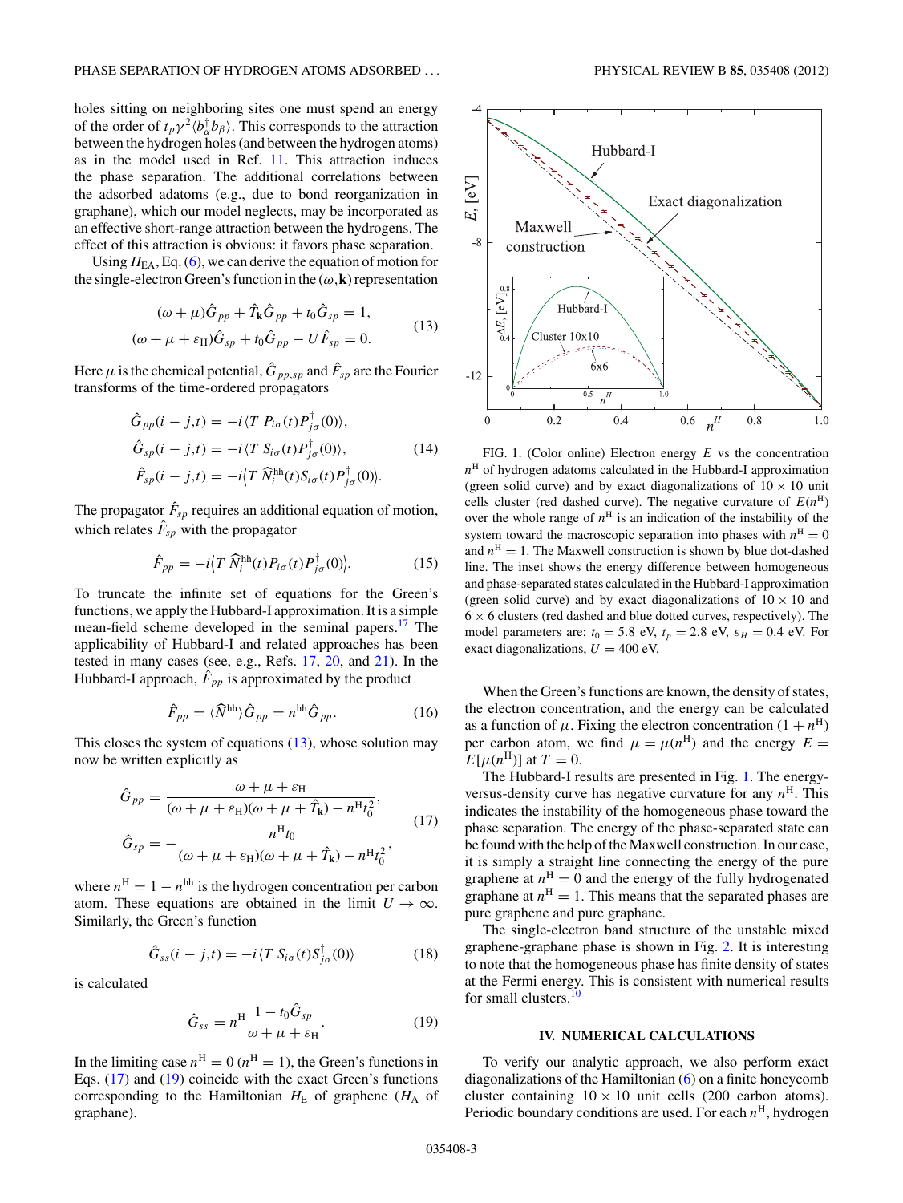holes sitting on neighboring sites one must spend an energy of the order of $t_p\gamma^2\langle b^\dagger_\alpha b_\beta\rangle$. This corresponds to the attraction between the hydrogen holes (and between the hydrogen atoms) as in the model used in Ref. 11. This attraction induces the phase separation. The additional correlations between the adsorbed adatoms (e.g., due to bond reorganization in graphane), which our model neglects, may be incorporated as an effective short-range attraction between the hydrogens. The effect of this attraction is obvious: it favors phase separation.

Using $H_{\rm EA}$, Eq. (6), we can derive the equation of motion for the single-electron Green's function in the $(\omega,\mathbf{k})$ representation

$$
\begin{aligned}
(\omega+\mu)\hat{G}_{pp} + \hat{T}_{\mathbf{k}}\hat{G}_{pp} + t_0\hat{G}_{sp} &= 1,\\
(\omega+\mu+\varepsilon_{\rm H})\hat{G}_{sp} + t_0\hat{G}_{pp} - U\hat{F}_{sp} &= 0.
\end{aligned}
\tag{13}
$$

Here $\mu$ is the chemical potential, $\hat{G}_{pp,sp}$ and $\hat{F}_{sp}$ are the Fourier transforms of the time-ordered propagators

$$
\begin{aligned}
\hat{G}_{pp}(i-j,t) &= -i\langle T\ P_{i\sigma}(t)P^\dagger_{j\sigma}(0)\rangle,\\
\hat{G}_{sp}(i-j,t) &= -i\langle T\ S_{i\sigma}(t)P^\dagger_{j\sigma}(0)\rangle,\\
\hat{F}_{sp}(i-j,t) &= -i\big\langle T\ \widehat{N}^{\rm hh}_i(t)S_{i\sigma}(t)P^\dagger_{j\sigma}(0)\big\rangle.
\end{aligned}
\tag{14}
$$

The propagator $\hat{F}_{sp}$ requires an additional equation of motion, which relates $\hat{F}_{sp}$ with the propagator

$$
\hat{F}_{pp} = -i\big\langle T\ \widehat{N}^{\rm hh}_i(t)P_{i\sigma}(t)P^\dagger_{j\sigma}(0)\big\rangle. \tag{15}
$$

To truncate the infinite set of equations for the Green's functions, we apply the Hubbard-I approximation. It is a simple mean-field scheme developed in the seminal papers.[17] The applicability of Hubbard-I and related approaches has been tested in many cases (see, e.g., Refs. 17, 20, and 21). In the Hubbard-I approach, $\hat{F}_{pp}$ is approximated by the product

$$
\hat{F}_{pp} = \langle\widehat{N}^{\rm hh}\rangle\hat{G}_{pp} = n^{\rm hh}\hat{G}_{pp}. \tag{16}
$$

This closes the system of equations (13), whose solution may now be written explicitly as

$$
\begin{aligned}
\hat{G}_{pp} &= \frac{\omega+\mu+\varepsilon_{\rm H}}{(\omega+\mu+\varepsilon_{\rm H})(\omega+\mu+\hat{T}_{\mathbf{k}}) - n^{\rm H}t_0^2},\\
\hat{G}_{sp} &= -\frac{n^{\rm H}t_0}{(\omega+\mu+\varepsilon_{\rm H})(\omega+\mu+\hat{T}_{\mathbf{k}}) - n^{\rm H}t_0^2},
\end{aligned}
\tag{17}
$$

where $n^{\rm H} = 1 - n^{\rm hh}$ is the hydrogen concentration per carbon atom. These equations are obtained in the limit $U\to\infty$. Similarly, the Green's function

$$
\hat{G}_{ss}(i-j,t) = -i\langle T\ S_{i\sigma}(t)S^\dagger_{j\sigma}(0)\rangle \tag{18}
$$

is calculated

$$
\hat{G}_{ss} = n^{\rm H}\frac{1-t_0\hat{G}_{sp}}{\omega+\mu+\varepsilon_{\rm H}}. \tag{19}
$$

In the limiting case $n^{\rm H}=0$ ($n^{\rm H}=1$), the Green's functions in Eqs. (17) and (19) coincide with the exact Green's functions corresponding to the Hamiltonian $H_{\rm E}$ of graphene ($H_{\rm A}$ of graphane).

FIG. 1. (Color online) Electron energy $E$ vs the concentration $n^{\rm H}$ of hydrogen adatoms calculated in the Hubbard-I approximation (green solid curve) and by exact diagonalizations of $10\times10$ unit cells cluster (red dashed curve). The negative curvature of $E(n^{\rm H})$ over the whole range of $n^{\rm H}$ is an indication of the instability of the system toward the macroscopic separation into phases with $n^{\rm H}=0$ and $n^{\rm H}=1$. The Maxwell construction is shown by blue dot-dashed line. The inset shows the energy difference between homogeneous and phase-separated states calculated in the Hubbard-I approximation (green solid curve) and by exact diagonalizations of $10\times10$ and $6\times6$ clusters (red dashed and blue dotted curves, respectively). The model parameters are: $t_0 = 5.8$ eV, $t_p = 2.8$ eV, $\varepsilon_H = 0.4$ eV. For exact diagonalizations, $U = 400$ eV.

When the Green's functions are known, the density of states, the electron concentration, and the energy can be calculated as a function of $\mu$. Fixing the electron concentration $(1+n^{\rm H})$ per carbon atom, we find $\mu = \mu(n^{\rm H})$ and the energy $E = E[\mu(n^{\rm H})]$ at $T=0$.

The Hubbard-I results are presented in Fig. 1. The energy-versus-density curve has negative curvature for any $n^{\rm H}$. This indicates the instability of the homogeneous phase toward the phase separation. The energy of the phase-separated state can be found with the help of the Maxwell construction. In our case, it is simply a straight line connecting the energy of the pure graphene at $n^{\rm H}=0$ and the energy of the fully hydrogenated graphane at $n^{\rm H}=1$. This means that the separated phases are pure graphene and pure graphane.

The single-electron band structure of the unstable mixed graphene-graphane phase is shown in Fig. 2. It is interesting to note that the homogeneous phase has finite density of states at the Fermi energy. This is consistent with numerical results for small clusters.[10]

## IV. NUMERICAL CALCULATIONS

To verify our analytic approach, we also perform exact diagonalizations of the Hamiltonian (6) on a finite honeycomb cluster containing $10\times10$ unit cells (200 carbon atoms). Periodic boundary conditions are used. For each $n^{\rm H}$, hydrogen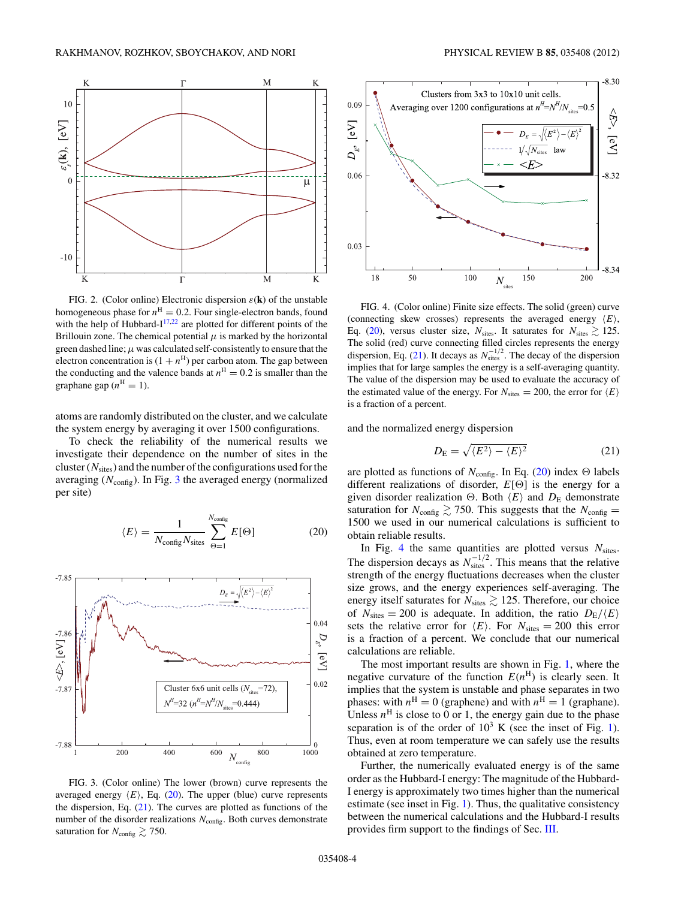FIG. 2. (Color online) Electronic dispersion $\varepsilon(\mathbf{k})$ of the unstable homogeneous phase for $n^{\mathrm{H}} = 0.2$. Four single-electron bands, found with the help of Hubbard-I[17,22] are plotted for different points of the Brillouin zone. The chemical potential $\mu$ is marked by the horizontal green dashed line; $\mu$ was calculated self-consistently to ensure that the electron concentration is $(1 + n^{\mathrm{H}})$ per carbon atom. The gap between the conducting and the valence bands at $n^{\mathrm{H}} = 0.2$ is smaller than the graphane gap ($n^{\mathrm{H}} = 1$).

atoms are randomly distributed on the cluster, and we calculate the system energy by averaging it over 1500 configurations.

To check the reliability of the numerical results we investigate their dependence on the number of sites in the cluster ($N_{\mathrm{sites}}$) and the number of the configurations used for the averaging ($N_{\mathrm{config}}$). In Fig. 3 the averaged energy (normalized per site)

$$\langle E \rangle = \frac{1}{N_{\mathrm{config}} N_{\mathrm{sites}}} \sum_{\Theta=1}^{N_{\mathrm{config}}} E[\Theta] \tag{20}$$

FIG. 3. (Color online) The lower (brown) curve represents the averaged energy $\langle E \rangle$, Eq. (20). The upper (blue) curve represents the dispersion, Eq. (21). The curves are plotted as functions of the number of the disorder realizations $N_{\mathrm{config}}$. Both demonstrate saturation for $N_{\mathrm{config}} \gtrsim 750$.

FIG. 4. (Color online) Finite size effects. The solid (green) curve (connecting skew crosses) represents the averaged energy $\langle E \rangle$, Eq. (20), versus cluster size, $N_{\mathrm{sites}}$. It saturates for $N_{\mathrm{sites}} \gtrsim 125$. The solid (red) curve connecting filled circles represents the energy dispersion, Eq. (21). It decays as $N_{\mathrm{sites}}^{-1/2}$. The decay of the dispersion implies that for large samples the energy is a self-averaging quantity. The value of the dispersion may be used to evaluate the accuracy of the estimated value of the energy. For $N_{\mathrm{sites}} = 200$, the error for $\langle E \rangle$ is a fraction of a percent.

and the normalized energy dispersion

$$D_{\mathrm{E}} = \sqrt{\langle E^2 \rangle - \langle E \rangle^2} \tag{21}$$

are plotted as functions of $N_{\mathrm{config}}$. In Eq. (20) index $\Theta$ labels different realizations of disorder, $E[\Theta]$ is the energy for a given disorder realization $\Theta$. Both $\langle E \rangle$ and $D_{\mathrm{E}}$ demonstrate saturation for $N_{\mathrm{config}} \gtrsim 750$. This suggests that the $N_{\mathrm{config}} = 1500$ we used in our numerical calculations is sufficient to obtain reliable results.

In Fig. 4 the same quantities are plotted versus $N_{\mathrm{sites}}$. The dispersion decays as $N_{\mathrm{sites}}^{-1/2}$. This means that the relative strength of the energy fluctuations decreases when the cluster size grows, and the energy experiences self-averaging. The energy itself saturates for $N_{\mathrm{sites}} \gtrsim 125$. Therefore, our choice of $N_{\mathrm{sites}} = 200$ is adequate. In addition, the ratio $D_{\mathrm{E}}/\langle E \rangle$ sets the relative error for $\langle E \rangle$. For $N_{\mathrm{sites}} = 200$ this error is a fraction of a percent. We conclude that our numerical calculations are reliable.

The most important results are shown in Fig. 1, where the negative curvature of the function $E(n^{\mathrm{H}})$ is clearly seen. It implies that the system is unstable and phase separates in two phases: with $n^{\mathrm{H}} = 0$ (graphene) and with $n^{\mathrm{H}} = 1$ (graphane). Unless $n^{\mathrm{H}}$ is close to 0 or 1, the energy gain due to the phase separation is of the order of $10^3$ K (see the inset of Fig. 1). Thus, even at room temperature we can safely use the results obtained at zero temperature.

Further, the numerically evaluated energy is of the same order as the Hubbard-I energy: The magnitude of the Hubbard-I energy is approximately two times higher than the numerical estimate (see inset in Fig. 1). Thus, the qualitative consistency between the numerical calculations and the Hubbard-I results provides firm support to the findings of Sec. III.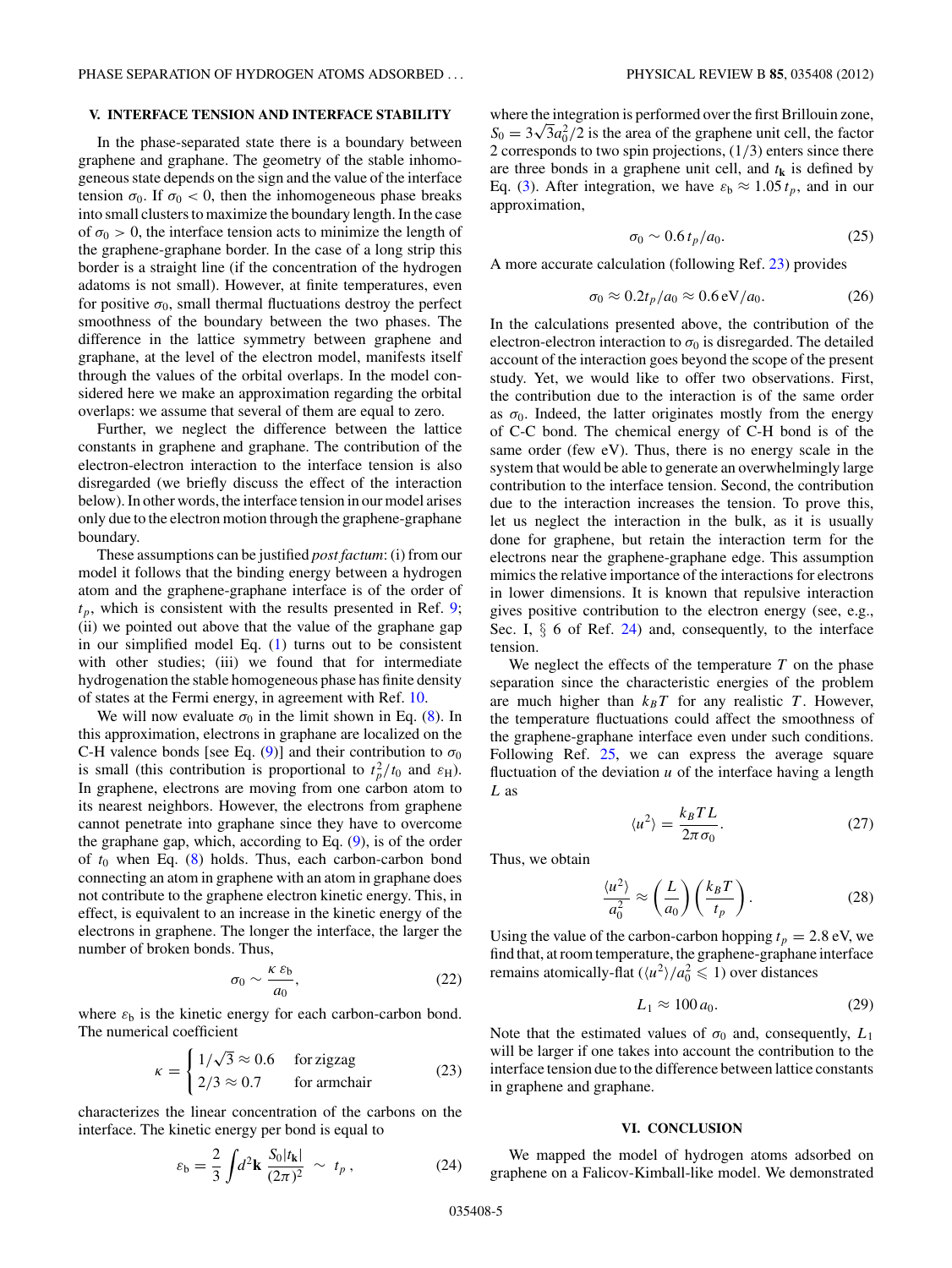## V. INTERFACE TENSION AND INTERFACE STABILITY

In the phase-separated state there is a boundary between graphene and graphane. The geometry of the stable inhomogeneous state depends on the sign and the value of the interface tension $\sigma_0$. If $\sigma_0 < 0$, then the inhomogeneous phase breaks into small clusters to maximize the boundary length. In the case of $\sigma_0 > 0$, the interface tension acts to minimize the length of the graphene-graphane border. In the case of a long strip this border is a straight line (if the concentration of the hydrogen adatoms is not small). However, at finite temperatures, even for positive $\sigma_0$, small thermal fluctuations destroy the perfect smoothness of the boundary between the two phases. The difference in the lattice symmetry between graphene and graphane, at the level of the electron model, manifests itself through the values of the orbital overlaps. In the model considered here we make an approximation regarding the orbital overlaps: we assume that several of them are equal to zero.

Further, we neglect the difference between the lattice constants in graphene and graphane. The contribution of the electron-electron interaction to the interface tension is also disregarded (we briefly discuss the effect of the interaction below). In other words, the interface tension in our model arises only due to the electron motion through the graphene-graphane boundary.

These assumptions can be justified *post factum*: (i) from our model it follows that the binding energy between a hydrogen atom and the graphene-graphane interface is of the order of $t_p$, which is consistent with the results presented in Ref. 9; (ii) we pointed out above that the value of the graphane gap in our simplified model Eq. (1) turns out to be consistent with other studies; (iii) we found that for intermediate hydrogenation the stable homogeneous phase has finite density of states at the Fermi energy, in agreement with Ref. 10.

We will now evaluate $\sigma_0$ in the limit shown in Eq. (8). In this approximation, electrons in graphane are localized on the C-H valence bonds [see Eq. (9)] and their contribution to $\sigma_0$ is small (this contribution is proportional to $t_p^2/t_0$ and $\varepsilon_{\rm H}$). In graphene, electrons are moving from one carbon atom to its nearest neighbors. However, the electrons from graphene cannot penetrate into graphane since they have to overcome the graphane gap, which, according to Eq. (9), is of the order of $t_0$ when Eq. (8) holds. Thus, each carbon-carbon bond connecting an atom in graphene with an atom in graphane does not contribute to the graphene electron kinetic energy. This, in effect, is equivalent to an increase in the kinetic energy of the electrons in graphene. The longer the interface, the larger the number of broken bonds. Thus,

$$\sigma_0 \sim \frac{\kappa\, \varepsilon_{\rm b}}{a_0}, \tag{22}$$

where $\varepsilon_{\rm b}$ is the kinetic energy for each carbon-carbon bond. The numerical coefficient

$$\kappa = \begin{cases} 1/\sqrt{3} \approx 0.6 & \text{for zigzag} \\ 2/3 \approx 0.7 & \text{for armchair} \end{cases} \tag{23}$$

characterizes the linear concentration of the carbons on the interface. The kinetic energy per bond is equal to

$$\varepsilon_{\rm b} = \frac{2}{3} \int d^2\mathbf{k}\, \frac{S_0 |t_{\mathbf{k}}|}{(2\pi)^2} \;\sim\; t_p\,, \tag{24}$$

where the integration is performed over the first Brillouin zone, $S_0 = 3\sqrt{3}a_0^2/2$ is the area of the graphene unit cell, the factor 2 corresponds to two spin projections, $(1/3)$ enters since there are three bonds in a graphene unit cell, and $t_{\mathbf{k}}$ is defined by Eq. (3). After integration, we have $\varepsilon_{\rm b} \approx 1.05\, t_p$, and in our approximation,

$$\sigma_0 \sim 0.6\, t_p/a_0. \tag{25}$$

A more accurate calculation (following Ref. 23) provides

$$\sigma_0 \approx 0.2 t_p/a_0 \approx 0.6\, \text{eV}/a_0. \tag{26}$$

In the calculations presented above, the contribution of the electron-electron interaction to $\sigma_0$ is disregarded. The detailed account of the interaction goes beyond the scope of the present study. Yet, we would like to offer two observations. First, the contribution due to the interaction is of the same order as $\sigma_0$. Indeed, the latter originates mostly from the energy of C-C bond. The chemical energy of C-H bond is of the same order (few eV). Thus, there is no energy scale in the system that would be able to generate an overwhelmingly large contribution to the interface tension. Second, the contribution due to the interaction increases the tension. To prove this, let us neglect the interaction in the bulk, as it is usually done for graphene, but retain the interaction term for the electrons near the graphene-graphane edge. This assumption mimics the relative importance of the interactions for electrons in lower dimensions. It is known that repulsive interaction gives positive contribution to the electron energy (see, e.g., Sec. I, § 6 of Ref. 24) and, consequently, to the interface tension.

We neglect the effects of the temperature $T$ on the phase separation since the characteristic energies of the problem are much higher than $k_B T$ for any realistic $T$. However, the temperature fluctuations could affect the smoothness of the graphene-graphane interface even under such conditions. Following Ref. 25, we can express the average square fluctuation of the deviation $u$ of the interface having a length $L$ as

$$\langle u^2 \rangle = \frac{k_B T L}{2\pi \sigma_0}. \tag{27}$$

Thus, we obtain

$$\frac{\langle u^2 \rangle}{a_0^2} \approx \left(\frac{L}{a_0}\right)\left(\frac{k_B T}{t_p}\right). \tag{28}$$

Using the value of the carbon-carbon hopping $t_p = 2.8$ eV, we find that, at room temperature, the graphene-graphane interface remains atomically-flat ($\langle u^2 \rangle / a_0^2 \leqslant 1$) over distances

$$L_1 \approx 100\, a_0. \tag{29}$$

Note that the estimated values of $\sigma_0$ and, consequently, $L_1$ will be larger if one takes into account the contribution to the interface tension due to the difference between lattice constants in graphene and graphane.

## VI. CONCLUSION

We mapped the model of hydrogen atoms adsorbed on graphene on a Falicov-Kimball-like model. We demonstrated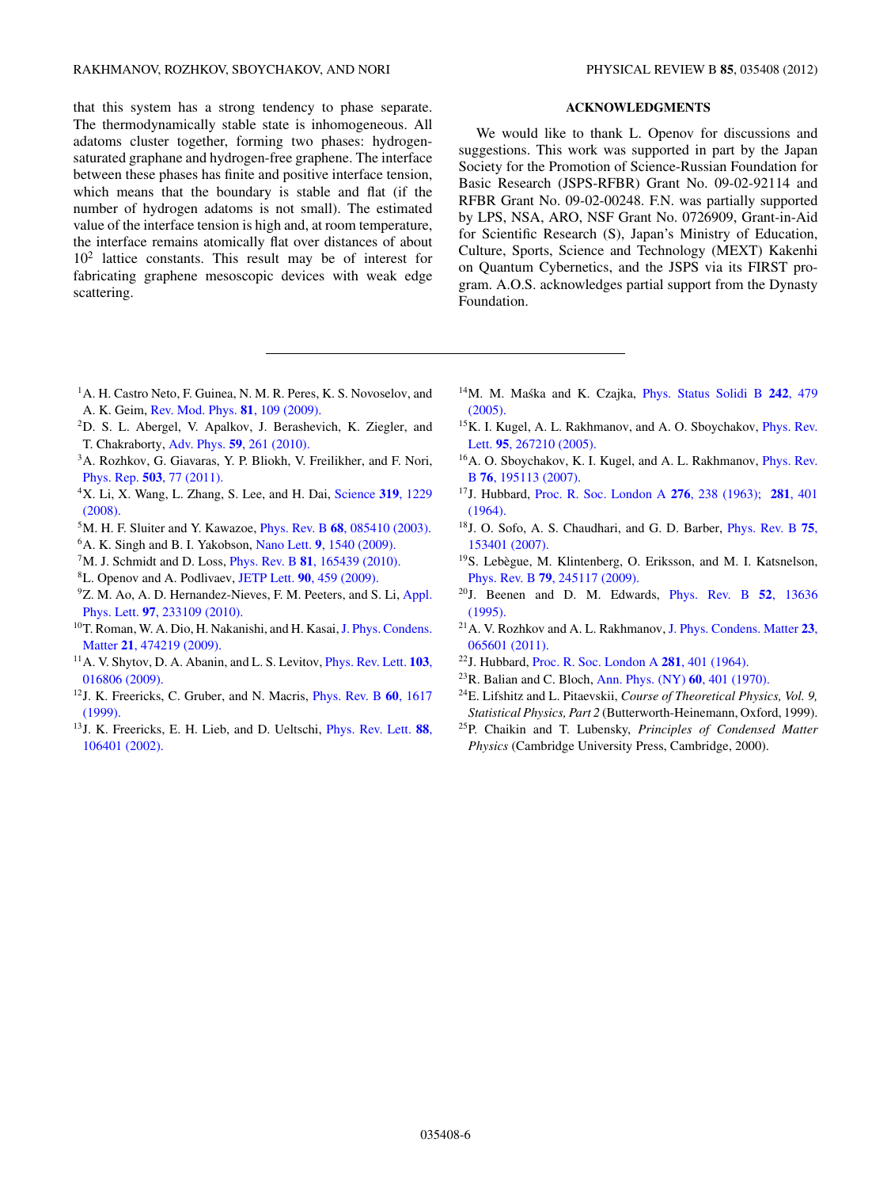that this system has a strong tendency to phase separate. The thermodynamically stable state is inhomogeneous. All adatoms cluster together, forming two phases: hydrogen-saturated graphane and hydrogen-free graphene. The interface between these phases has finite and positive interface tension, which means that the boundary is stable and flat (if the number of hydrogen adatoms is not small). The estimated value of the interface tension is high and, at room temperature, the interface remains atomically flat over distances of about $10^2$ lattice constants. This result may be of interest for fabricating graphene mesoscopic devices with weak edge scattering.

## ACKNOWLEDGMENTS

We would like to thank L. Openov for discussions and suggestions. This work was supported in part by the Japan Society for the Promotion of Science-Russian Foundation for Basic Research (JSPS-RFBR) Grant No. 09-02-92114 and RFBR Grant No. 09-02-00248. F.N. was partially supported by LPS, NSA, ARO, NSF Grant No. 0726909, Grant-in-Aid for Scientific Research (S), Japan's Ministry of Education, Culture, Sports, Science and Technology (MEXT) Kakenhi on Quantum Cybernetics, and the JSPS via its FIRST program. A.O.S. acknowledges partial support from the Dynasty Foundation.

---

[1] A. H. Castro Neto, F. Guinea, N. M. R. Peres, K. S. Novoselov, and A. K. Geim, Rev. Mod. Phys. **81**, 109 (2009).

[2] D. S. L. Abergel, V. Apalkov, J. Berashevich, K. Ziegler, and T. Chakraborty, Adv. Phys. **59**, 261 (2010).

[3] A. Rozhkov, G. Giavaras, Y. P. Bliokh, V. Freilikher, and F. Nori, Phys. Rep. **503**, 77 (2011).

[4] X. Li, X. Wang, L. Zhang, S. Lee, and H. Dai, Science **319**, 1229 (2008).

[5] M. H. F. Sluiter and Y. Kawazoe, Phys. Rev. B **68**, 085410 (2003).

[6] A. K. Singh and B. I. Yakobson, Nano Lett. **9**, 1540 (2009).

[7] M. J. Schmidt and D. Loss, Phys. Rev. B **81**, 165439 (2010).

[8] L. Openov and A. Podlivaev, JETP Lett. **90**, 459 (2009).

[9] Z. M. Ao, A. D. Hernandez-Nieves, F. M. Peeters, and S. Li, Appl. Phys. Lett. **97**, 233109 (2010).

[10] T. Roman, W. A. Dio, H. Nakanishi, and H. Kasai, J. Phys. Condens. Matter **21**, 474219 (2009).

[11] A. V. Shytov, D. A. Abanin, and L. S. Levitov, Phys. Rev. Lett. **103**, 016806 (2009).

[12] J. K. Freericks, C. Gruber, and N. Macris, Phys. Rev. B **60**, 1617 (1999).

[13] J. K. Freericks, E. H. Lieb, and D. Ueltschi, Phys. Rev. Lett. **88**, 106401 (2002).

[14] M. M. Maśka and K. Czajka, Phys. Status Solidi B **242**, 479 (2005).

[15] K. I. Kugel, A. L. Rakhmanov, and A. O. Sboychakov, Phys. Rev. Lett. **95**, 267210 (2005).

[16] A. O. Sboychakov, K. I. Kugel, and A. L. Rakhmanov, Phys. Rev. B **76**, 195113 (2007).

[17] J. Hubbard, Proc. R. Soc. London A **276**, 238 (1963); **281**, 401 (1964).

[18] J. O. Sofo, A. S. Chaudhari, and G. D. Barber, Phys. Rev. B **75**, 153401 (2007).

[19] S. Lebègue, M. Klintenberg, O. Eriksson, and M. I. Katsnelson, Phys. Rev. B **79**, 245117 (2009).

[20] J. Beenen and D. M. Edwards, Phys. Rev. B **52**, 13636 (1995).

[21] A. V. Rozhkov and A. L. Rakhmanov, J. Phys. Condens. Matter **23**, 065601 (2011).

[22] J. Hubbard, Proc. R. Soc. London A **281**, 401 (1964).

[23] R. Balian and C. Bloch, Ann. Phys. (NY) **60**, 401 (1970).

[24] E. Lifshitz and L. Pitaevskii, *Course of Theoretical Physics, Vol. 9, Statistical Physics, Part 2* (Butterworth-Heinemann, Oxford, 1999).

[25] P. Chaikin and T. Lubensky, *Principles of Condensed Matter Physics* (Cambridge University Press, Cambridge, 2000).